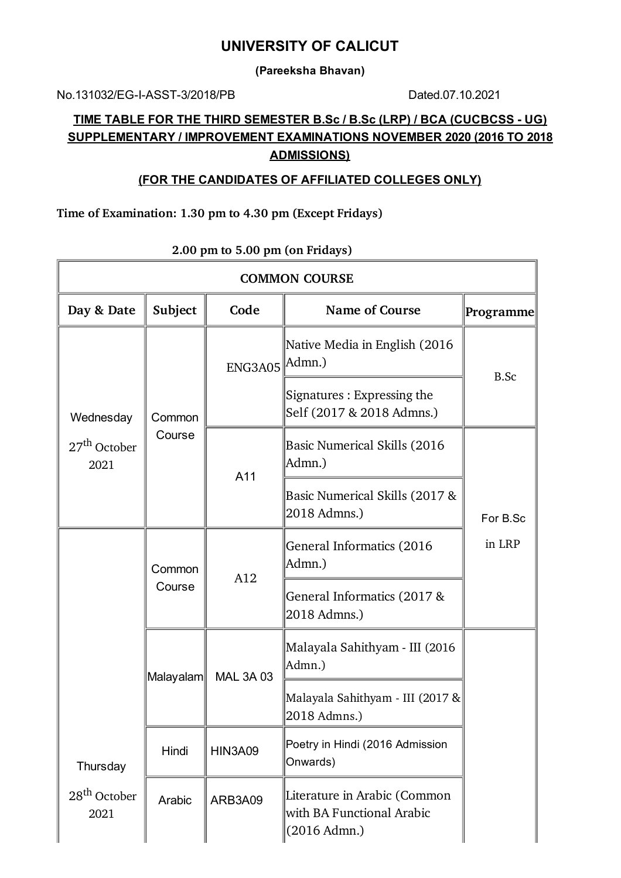# UNIVERSITY OF CALICUT

**(Pareeksha Bhavan)**

No.131032/EG-I-ASST-3/2018/PB                                        Dated.07.10.2021

## TIME TABLE FOR THE THIRD SEMESTER B.Sc / B.Sc (LRP) / BCA (CUCBCSS - UG) SUPPLEMENTARY / IMPROVEMENT EXAMINATIONS NOVEMBER 2020 (2016 TO 2018 ADMISSIONS)

### (FOR THE CANDIDATES OF AFFILIATED COLLEGES ONLY)

**Time of Examination: 1.30 pm to 4.30 pm (Except Fridays)**

**2.00 pm to 5.00 pm (on Fridays)**

| COMMON COURSE | | | | |
|---|---|---|---|---|
| **Day & Date** | **Subject** | **Code** | **Name of Course** | **Programme** |
| Wednesday 27th October 2021 | Common Course | ENG3A05 | Native Media in English (2016 Admn.) | B.Sc |
| | | | Signatures : Expressing the Self (2017 & 2018 Admns.) | |
| | | A11 | Basic Numerical Skills (2016 Admn.) | For B.Sc in LRP |
| | | | Basic Numerical Skills (2017 & 2018 Admns.) | |
| Thursday 28th October 2021 | Common Course | A12 | General Informatics (2016 Admn.) | |
| | | | General Informatics (2017 & 2018 Admns.) | |
| | Malayalam | MAL 3A 03 | Malayala Sahithyam - III (2016 Admn.) | |
| | | | Malayala Sahithyam - III (2017 & 2018 Admns.) | |
| | Hindi | HIN3A09 | Poetry in Hindi (2016 Admission Onwards) | |
| | Arabic | ARB3A09 | Literature in Arabic (Common with BA Functional Arabic (2016 Admn.) | |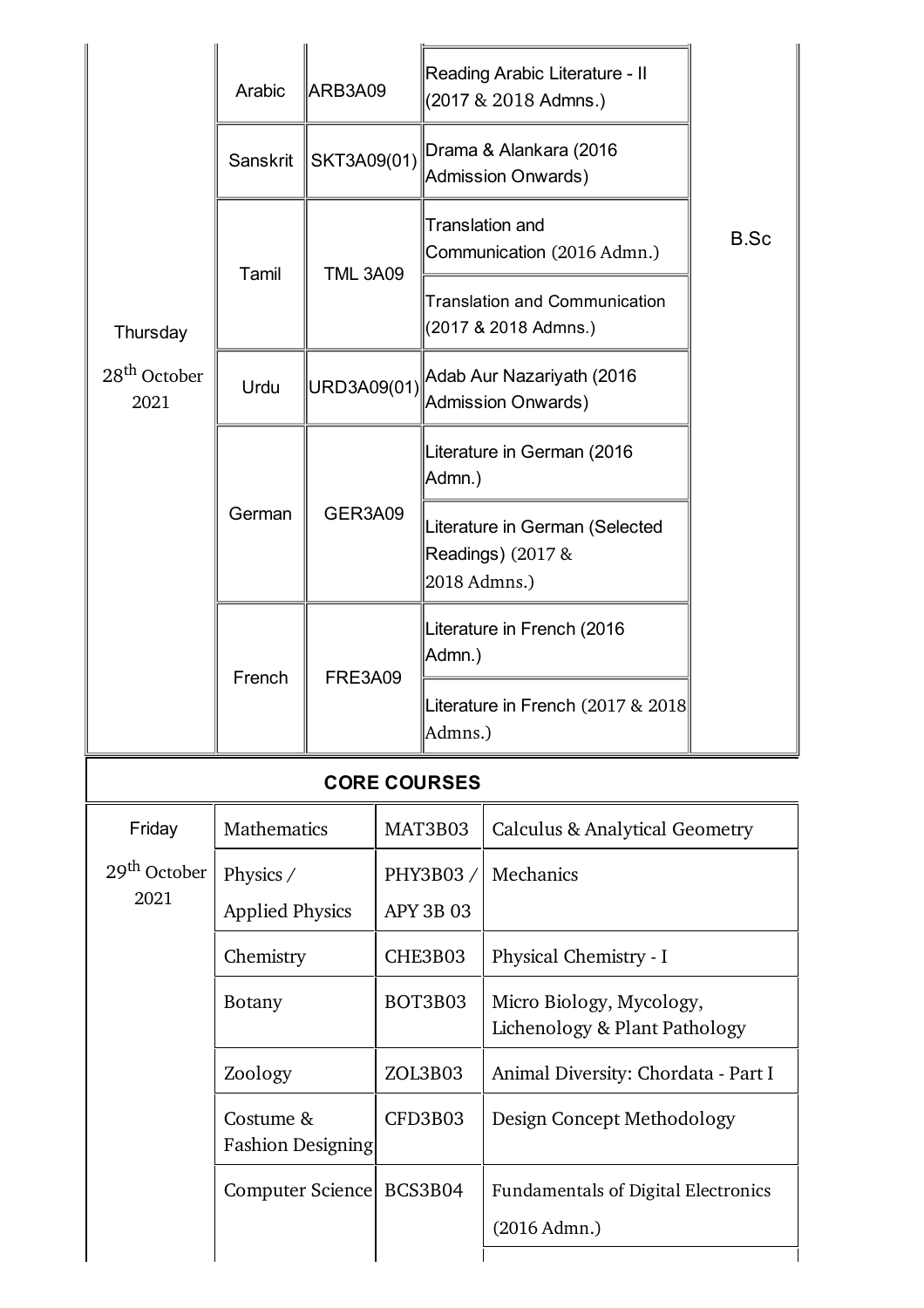| | | | | |
|---|---|---|---|---|
| Thursday 28th October 2021 | Arabic | ARB3A09 | Reading Arabic Literature - II (2017 & 2018 Admns.) | B.Sc |
| | Sanskrit | SKT3A09(01) | Drama & Alankara (2016 Admission Onwards) | |
| | Tamil | TML 3A09 | Translation and Communication (2016 Admn.) | |
| | | | Translation and Communication (2017 & 2018 Admns.) | |
| | Urdu | URD3A09(01) | Adab Aur Nazariyath (2016 Admission Onwards) | |
| | German | GER3A09 | Literature in German (2016 Admn.) | |
| | | | Literature in German (Selected Readings) (2017 & 2018 Admns.) | |
| | French | FRE3A09 | Literature in French (2016 Admn.) | |
| | | | Literature in French (2017 & 2018 Admns.) | |

**CORE COURSES**

| | | | |
|---|---|---|---|
| Friday 29th October 2021 | Mathematics | MAT3B03 | Calculus & Analytical Geometry |
| | Physics / Applied Physics | PHY3B03 / APY 3B 03 | Mechanics |
| | Chemistry | CHE3B03 | Physical Chemistry - I |
| | Botany | BOT3B03 | Micro Biology, Mycology, Lichenology & Plant Pathology |
| | Zoology | ZOL3B03 | Animal Diversity: Chordata - Part I |
| | Costume & Fashion Designing | CFD3B03 | Design Concept Methodology |
| | Computer Science | BCS3B04 | Fundamentals of Digital Electronics (2016 Admn.) |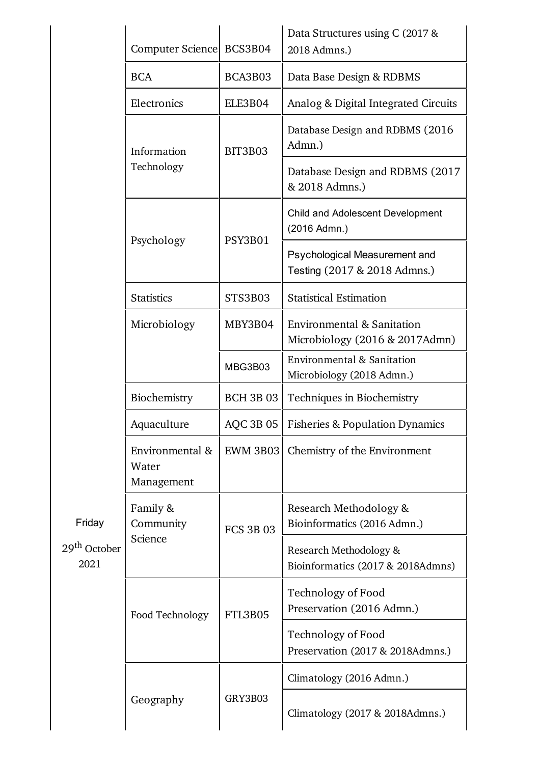| | | | |
|---|---|---|---|
| Friday 29th October 2021 | Computer Science | BCS3B04 | Data Structures using C (2017 & 2018 Admns.) |
| | BCA | BCA3B03 | Data Base Design & RDBMS |
| | Electronics | ELE3B04 | Analog & Digital Integrated Circuits |
| | Information Technology | BIT3B03 | Database Design and RDBMS (2016 Admn.) |
| | | | Database Design and RDBMS (2017 & 2018 Admns.) |
| | Psychology | PSY3B01 | Child and Adolescent Development (2016 Admn.) |
| | | | Psychological Measurement and Testing (2017 & 2018 Admns.) |
| | Statistics | STS3B03 | Statistical Estimation |
| | Microbiology | MBY3B04 | Environmental & Sanitation Microbiology (2016 & 2017Admn) |
| | | MBG3B03 | Environmental & Sanitation Microbiology (2018 Admn.) |
| | Biochemistry | BCH 3B 03 | Techniques in Biochemistry |
| | Aquaculture | AQC 3B 05 | Fisheries & Population Dynamics |
| | Environmental & Water Management | EWM 3B03 | Chemistry of the Environment |
| | Family & Community Science | FCS 3B 03 | Research Methodology & Bioinformatics (2016 Admn.) |
| | | | Research Methodology & Bioinformatics (2017 & 2018Admns) |
| | Food Technology | FTL3B05 | Technology of Food Preservation (2016 Admn.) |
| | | | Technology of Food Preservation (2017 & 2018Admns.) |
| | Geography | GRY3B03 | Climatology (2016 Admn.) |
| | | | Climatology (2017 & 2018Admns.) |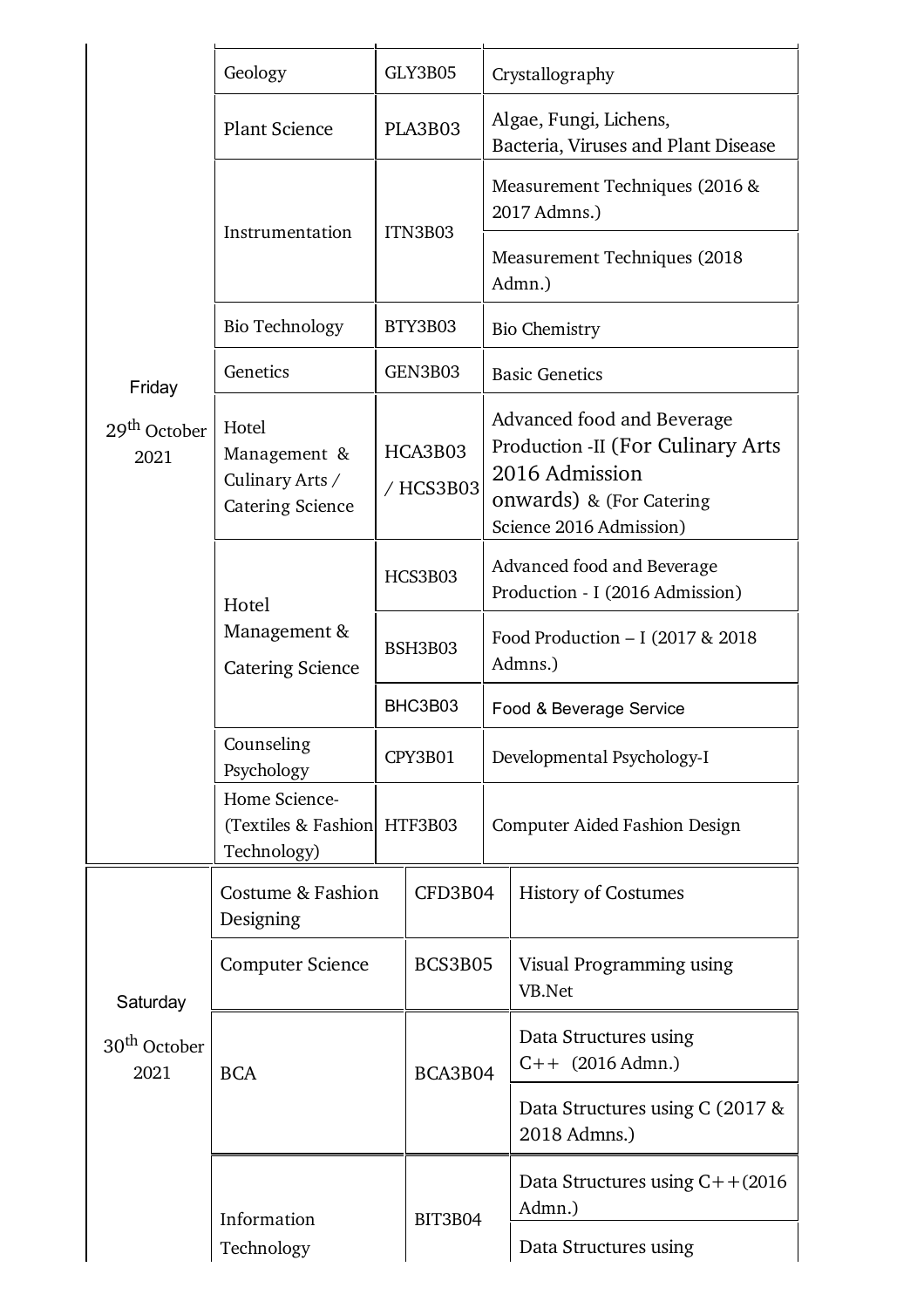| | | | |
|---|---|---|---|
| Friday 29th October 2021 | Geology | GLY3B05 | Crystallography |
| | Plant Science | PLA3B03 | Algae, Fungi, Lichens, Bacteria, Viruses and Plant Disease |
| | Instrumentation | ITN3B03 | Measurement Techniques (2016 & 2017 Admns.) |
| | | | Measurement Techniques (2018 Admn.) |
| | Bio Technology | BTY3B03 | Bio Chemistry |
| | Genetics | GEN3B03 | Basic Genetics |
| | Hotel Management & Culinary Arts / Catering Science | HCA3B03 / HCS3B03 | Advanced food and Beverage Production -II (For Culinary Arts 2016 Admission onwards) & (For Catering Science 2016 Admission) |
| | Hotel Management & Catering Science | HCS3B03 | Advanced food and Beverage Production - I (2016 Admission) |
| | | BSH3B03 | Food Production – I (2017 & 2018 Admns.) |
| | | BHC3B03 | Food & Beverage Service |
| | Counseling Psychology | CPY3B01 | Developmental Psychology-I |
| | Home Science- (Textiles & Fashion Technology) | HTF3B03 | Computer Aided Fashion Design |
| Saturday 30th October 2021 | Costume & Fashion Designing | CFD3B04 | History of Costumes |
| | Computer Science | BCS3B05 | Visual Programming using VB.Net |
| | BCA | BCA3B04 | Data Structures using C++ (2016 Admn.) |
| | | | Data Structures using C (2017 & 2018 Admns.) |
| | Information Technology | BIT3B04 | Data Structures using C++(2016 Admn.) |
| | | | Data Structures using |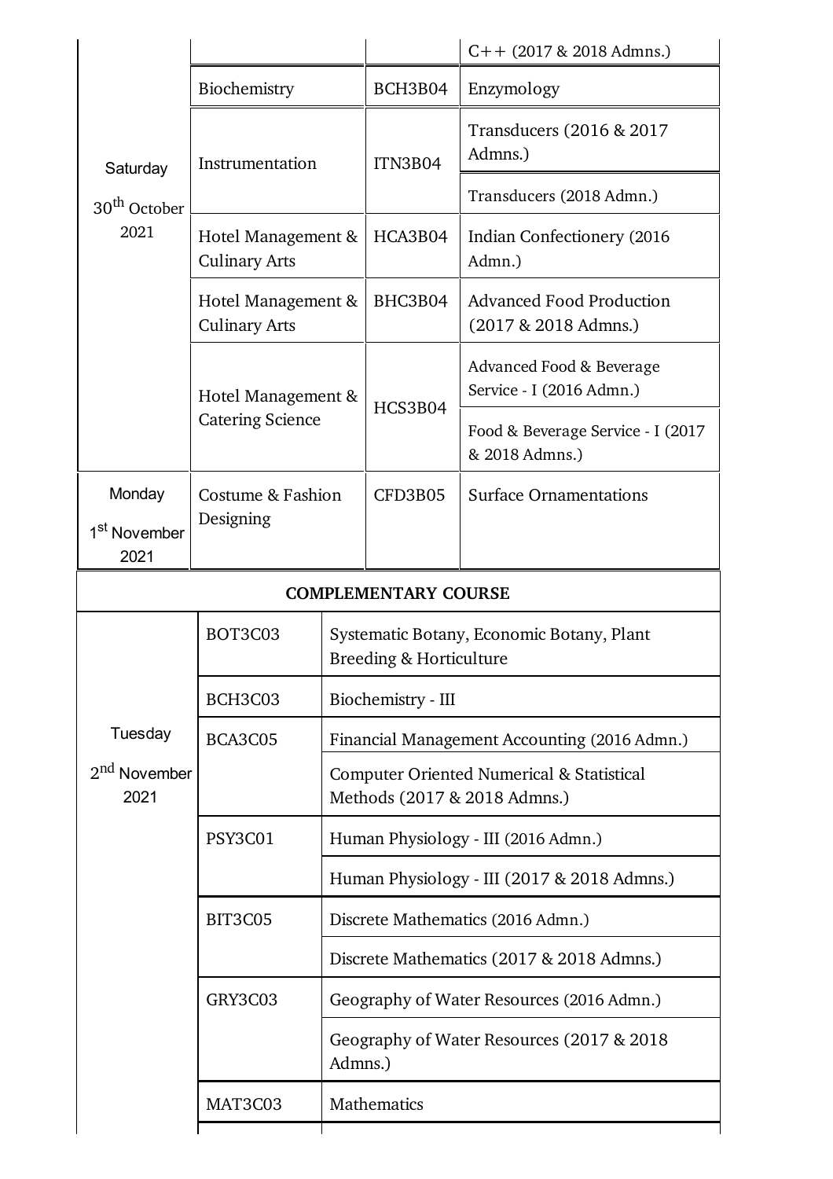| Date | Programme | Course Code | Course Title |
|---|---|---|---|
| | | | C++ (2017 & 2018 Admns.) |
| Saturday 30th October 2021 | Biochemistry | BCH3B04 | Enzymology |
| | Instrumentation | ITN3B04 | Transducers (2016 & 2017 Admns.) |
| | | | Transducers (2018 Admn.) |
| | Hotel Management & Culinary Arts | HCA3B04 | Indian Confectionery (2016 Admn.) |
| | Hotel Management & Culinary Arts | BHC3B04 | Advanced Food Production (2017 & 2018 Admns.) |
| | Hotel Management & Catering Science | HCS3B04 | Advanced Food & Beverage Service - I (2016 Admn.) |
| | | | Food & Beverage Service - I (2017 & 2018 Admns.) |
| Monday 1st November 2021 | Costume & Fashion Designing | CFD3B05 | Surface Ornamentations |

**COMPLEMENTARY COURSE**

| Date | Course Code | Course Title |
|---|---|---|
| Tuesday 2nd November 2021 | BOT3C03 | Systematic Botany, Economic Botany, Plant Breeding & Horticulture |
| | BCH3C03 | Biochemistry - III |
| | BCA3C05 | Financial Management Accounting (2016 Admn.) |
| | | Computer Oriented Numerical & Statistical Methods (2017 & 2018 Admns.) |
| | PSY3C01 | Human Physiology - III (2016 Admn.) |
| | | Human Physiology - III (2017 & 2018 Admns.) |
| | BIT3C05 | Discrete Mathematics (2016 Admn.) |
| | | Discrete Mathematics (2017 & 2018 Admns.) |
| | GRY3C03 | Geography of Water Resources (2016 Admn.) |
| | | Geography of Water Resources (2017 & 2018 Admns.) |
| | MAT3C03 | Mathematics |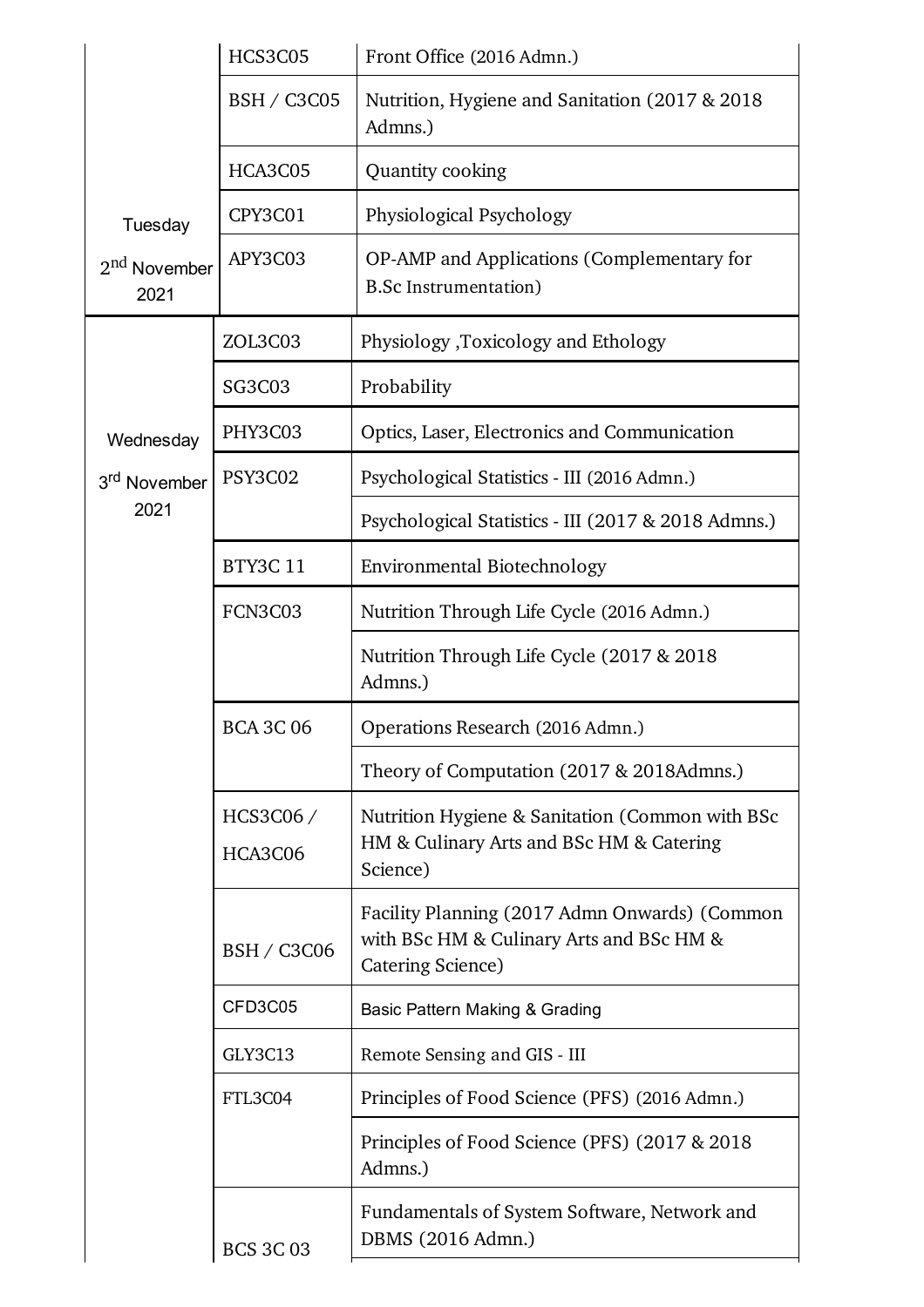| | | |
|---|---|---|
| Tuesday 2nd November 2021 | HCS3C05 | Front Office (2016 Admn.) |
| | BSH / C3C05 | Nutrition, Hygiene and Sanitation (2017 & 2018 Admns.) |
| | HCA3C05 | Quantity cooking |
| | CPY3C01 | Physiological Psychology |
| | APY3C03 | OP-AMP and Applications (Complementary for B.Sc Instrumentation) |
| Wednesday 3rd November 2021 | ZOL3C03 | Physiology ,Toxicology and Ethology |
| | SG3C03 | Probability |
| | PHY3C03 | Optics, Laser, Electronics and Communication |
| | PSY3C02 | Psychological Statistics - III (2016 Admn.) |
| | | Psychological Statistics - III (2017 & 2018 Admns.) |
| | BTY3C 11 | Environmental Biotechnology |
| | FCN3C03 | Nutrition Through Life Cycle (2016 Admn.) |
| | | Nutrition Through Life Cycle (2017 & 2018 Admns.) |
| | BCA 3C 06 | Operations Research (2016 Admn.) |
| | | Theory of Computation (2017 & 2018Admns.) |
| | HCS3C06 / HCA3C06 | Nutrition Hygiene & Sanitation (Common with BSc HM & Culinary Arts and BSc HM & Catering Science) |
| | BSH / C3C06 | Facility Planning (2017 Admn Onwards) (Common with BSc HM & Culinary Arts and BSc HM & Catering Science) |
| | CFD3C05 | Basic Pattern Making & Grading |
| | GLY3C13 | Remote Sensing and GIS - III |
| | FTL3C04 | Principles of Food Science (PFS) (2016 Admn.) |
| | | Principles of Food Science (PFS) (2017 & 2018 Admns.) |
| | BCS 3C 03 | Fundamentals of System Software, Network and DBMS (2016 Admn.) |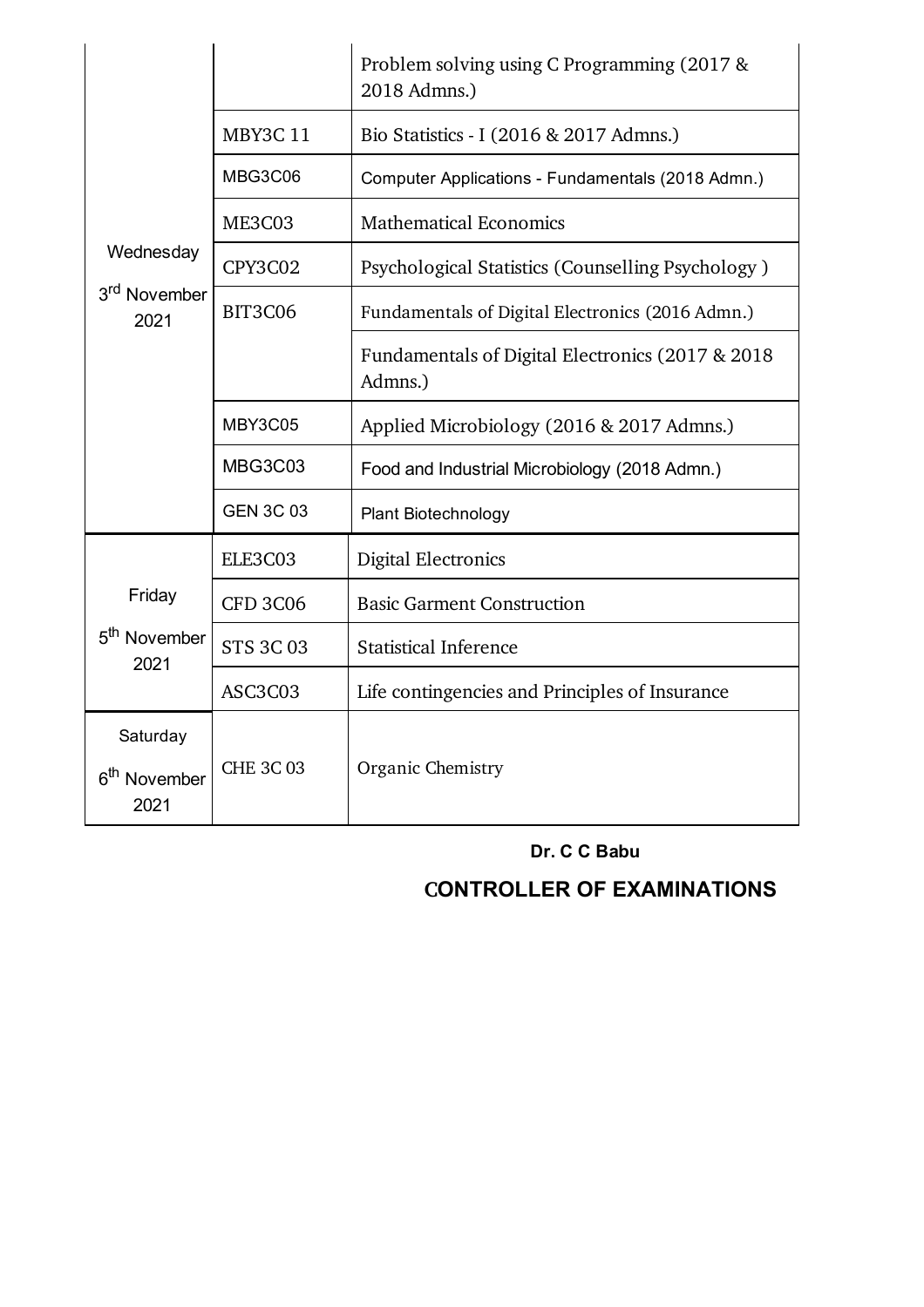| | | |
|---|---|---|
| | | Problem solving using C Programming (2017 & 2018 Admns.) |
| | MBY3C 11 | Bio Statistics - I (2016 & 2017 Admns.) |
| | MBG3C06 | Computer Applications - Fundamentals (2018 Admn.) |
| | ME3C03 | Mathematical Economics |
| Wednesday 3rd November 2021 | CPY3C02 | Psychological Statistics (Counselling Psychology ) |
| | BIT3C06 | Fundamentals of Digital Electronics (2016 Admn.) |
| | | Fundamentals of Digital Electronics (2017 & 2018 Admns.) |
| | MBY3C05 | Applied Microbiology (2016 & 2017 Admns.) |
| | MBG3C03 | Food and Industrial Microbiology (2018 Admn.) |
| | GEN 3C 03 | Plant Biotechnology |
| Friday 5th November 2021 | ELE3C03 | Digital Electronics |
| | CFD 3C06 | Basic Garment Construction |
| | STS 3C 03 | Statistical Inference |
| | ASC3C03 | Life contingencies and Principles of Insurance |
| Saturday 6th November 2021 | CHE 3C 03 | Organic Chemistry |

**Dr. C C Babu**

**CONTROLLER OF EXAMINATIONS**